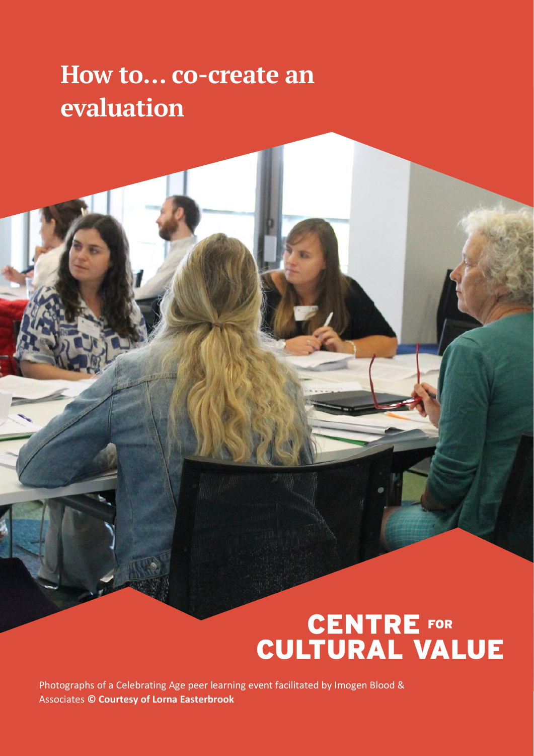# How to… co-create an evaluation

**CENTRE FOR CULTURAL VALUE**

Photographs of a Celebrating Age peer learning event facilitated by Imogen Blood & Associates **© Courtesy of Lorna Easterbrook**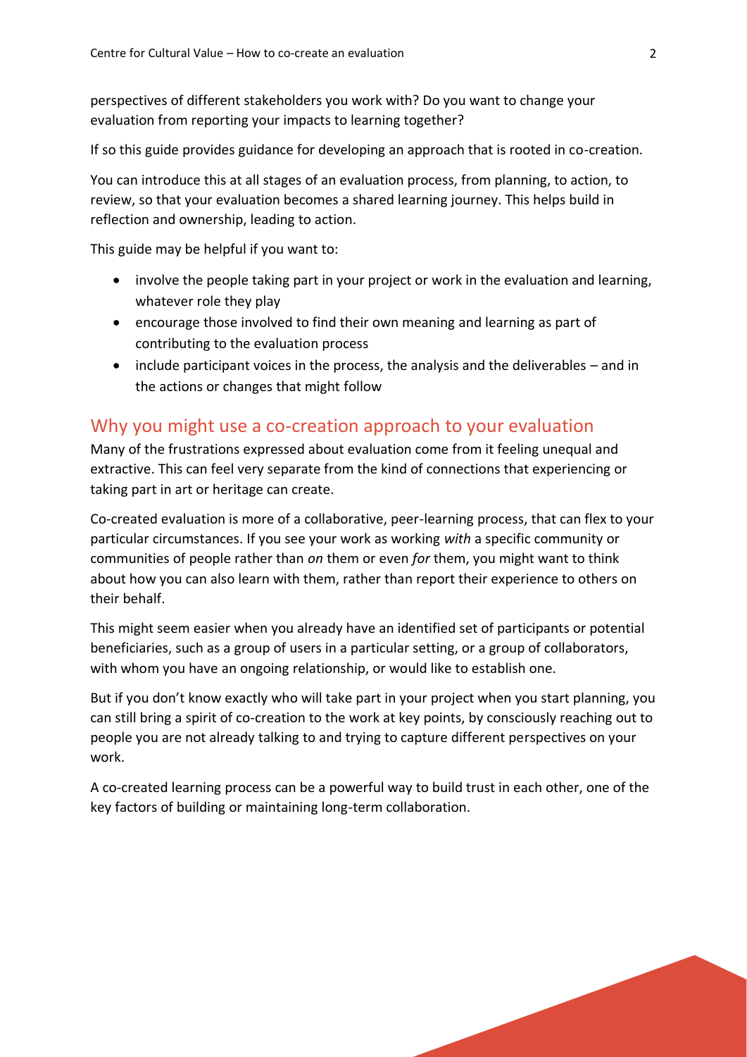perspectives of different stakeholders you work with? Do you want to change your evaluation from reporting your impacts to learning together?

If so this guide provides guidance for developing an approach that is rooted in co-creation.

You can introduce this at all stages of an evaluation process, from planning, to action, to review, so that your evaluation becomes a shared learning journey. This helps build in reflection and ownership, leading to action.

This guide may be helpful if you want to:

- involve the people taking part in your project or work in the evaluation and learning, whatever role they play
- encourage those involved to find their own meaning and learning as part of contributing to the evaluation process
- include participant voices in the process, the analysis and the deliverables – and in the actions or changes that might follow

## Why you might use a co-creation approach to your evaluation

Many of the frustrations expressed about evaluation come from it feeling unequal and extractive. This can feel very separate from the kind of connections that experiencing or taking part in art or heritage can create.

Co-created evaluation is more of a collaborative, peer-learning process, that can flex to your particular circumstances. If you see your work as working *with* a specific community or communities of people rather than *on* them or even *for* them, you might want to think about how you can also learn with them, rather than report their experience to others on their behalf.

This might seem easier when you already have an identified set of participants or potential beneficiaries, such as a group of users in a particular setting, or a group of collaborators, with whom you have an ongoing relationship, or would like to establish one.

But if you don't know exactly who will take part in your project when you start planning, you can still bring a spirit of co-creation to the work at key points, by consciously reaching out to people you are not already talking to and trying to capture different perspectives on your work.

A co-created learning process can be a powerful way to build trust in each other, one of the key factors of building or maintaining long-term collaboration.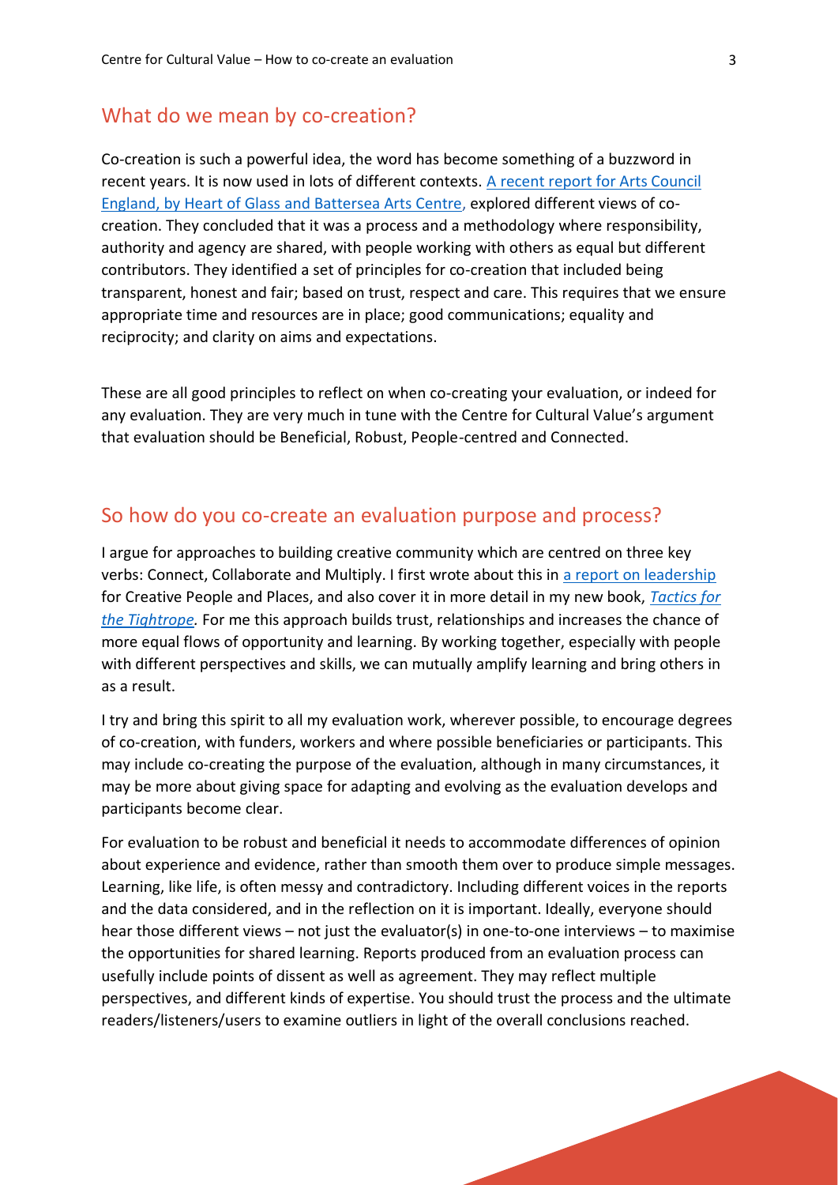## What do we mean by co-creation?

Co-creation is such a powerful idea, the word has become something of a buzzword in recent years. It is now used in lots of different contexts. [A recent report for Arts Council England, by Heart of Glass and Battersea Arts Centre,] explored different views of co-creation. They concluded that it was a process and a methodology where responsibility, authority and agency are shared, with people working with others as equal but different contributors. They identified a set of principles for co-creation that included being transparent, honest and fair; based on trust, respect and care. This requires that we ensure appropriate time and resources are in place; good communications; equality and reciprocity; and clarity on aims and expectations.

These are all good principles to reflect on when co-creating your evaluation, or indeed for any evaluation. They are very much in tune with the Centre for Cultural Value's argument that evaluation should be Beneficial, Robust, People-centred and Connected.

## So how do you co-create an evaluation purpose and process?

I argue for approaches to building creative community which are centred on three key verbs: Connect, Collaborate and Multiply. I first wrote about this in [a report on leadership] for Creative People and Places, and also cover it in more detail in my new book, *[Tactics for the Tightrope]*. For me this approach builds trust, relationships and increases the chance of more equal flows of opportunity and learning. By working together, especially with people with different perspectives and skills, we can mutually amplify learning and bring others in as a result.

I try and bring this spirit to all my evaluation work, wherever possible, to encourage degrees of co-creation, with funders, workers and where possible beneficiaries or participants. This may include co-creating the purpose of the evaluation, although in many circumstances, it may be more about giving space for adapting and evolving as the evaluation develops and participants become clear.

For evaluation to be robust and beneficial it needs to accommodate differences of opinion about experience and evidence, rather than smooth them over to produce simple messages. Learning, like life, is often messy and contradictory. Including different voices in the reports and the data considered, and in the reflection on it is important. Ideally, everyone should hear those different views – not just the evaluator(s) in one-to-one interviews – to maximise the opportunities for shared learning. Reports produced from an evaluation process can usefully include points of dissent as well as agreement. They may reflect multiple perspectives, and different kinds of expertise. You should trust the process and the ultimate readers/listeners/users to examine outliers in light of the overall conclusions reached.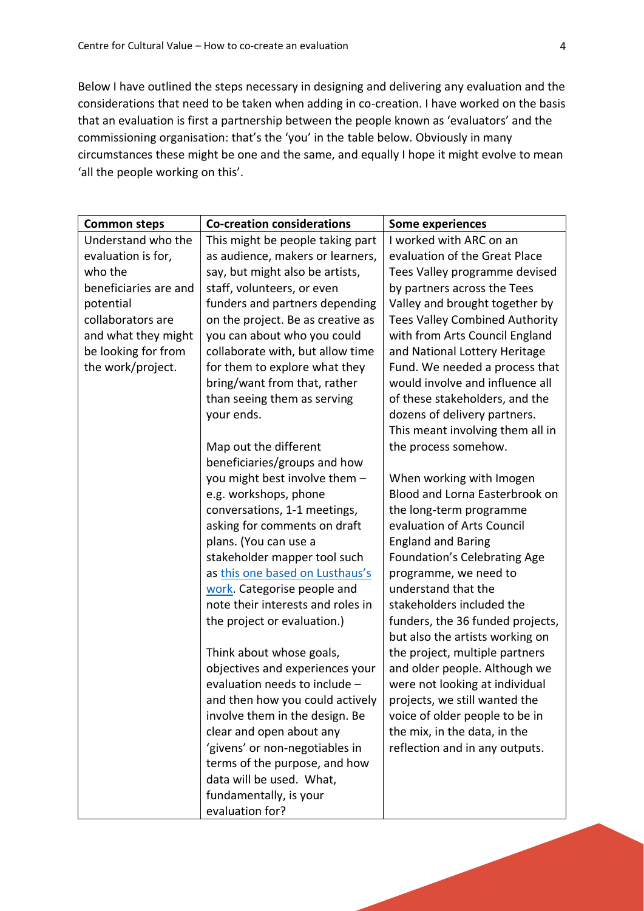Below I have outlined the steps necessary in designing and delivering any evaluation and the considerations that need to be taken when adding in co-creation. I have worked on the basis that an evaluation is first a partnership between the people known as 'evaluators' and the commissioning organisation: that's the 'you' in the table below. Obviously in many circumstances these might be one and the same, and equally I hope it might evolve to mean 'all the people working on this'.

| Common steps | Co-creation considerations | Some experiences |
|---|---|---|
| Understand who the evaluation is for, who the beneficiaries are and potential collaborators are and what they might be looking for from the work/project. | This might be people taking part as audience, makers or learners, say, but might also be artists, staff, volunteers, or even funders and partners depending on the project. Be as creative as you can about who you could collaborate with, but allow time for them to explore what they bring/want from that, rather than seeing them as serving your ends.<br><br>Map out the different beneficiaries/groups and how you might best involve them – e.g. workshops, phone conversations, 1-1 meetings, asking for comments on draft plans. (You can use a stakeholder mapper tool such as [this one based on Lusthaus's work](). Categorise people and note their interests and roles in the project or evaluation.)<br><br>Think about whose goals, objectives and experiences your evaluation needs to include – and then how you could actively involve them in the design. Be clear and open about any 'givens' or non-negotiables in terms of the purpose, and how data will be used. What, fundamentally, is your evaluation for? | I worked with ARC on an evaluation of the Great Place Tees Valley programme devised by partners across the Tees Valley and brought together by Tees Valley Combined Authority with from Arts Council England and National Lottery Heritage Fund. We needed a process that would involve and influence all of these stakeholders, and the dozens of delivery partners. This meant involving them all in the process somehow.<br><br>When working with Imogen Blood and Lorna Easterbrook on the long-term programme evaluation of Arts Council England and Baring Foundation's Celebrating Age programme, we need to understand that the stakeholders included the funders, the 36 funded projects, but also the artists working on the project, multiple partners and older people. Although we were not looking at individual projects, we still wanted the voice of older people to be in the mix, in the data, in the reflection and in any outputs. |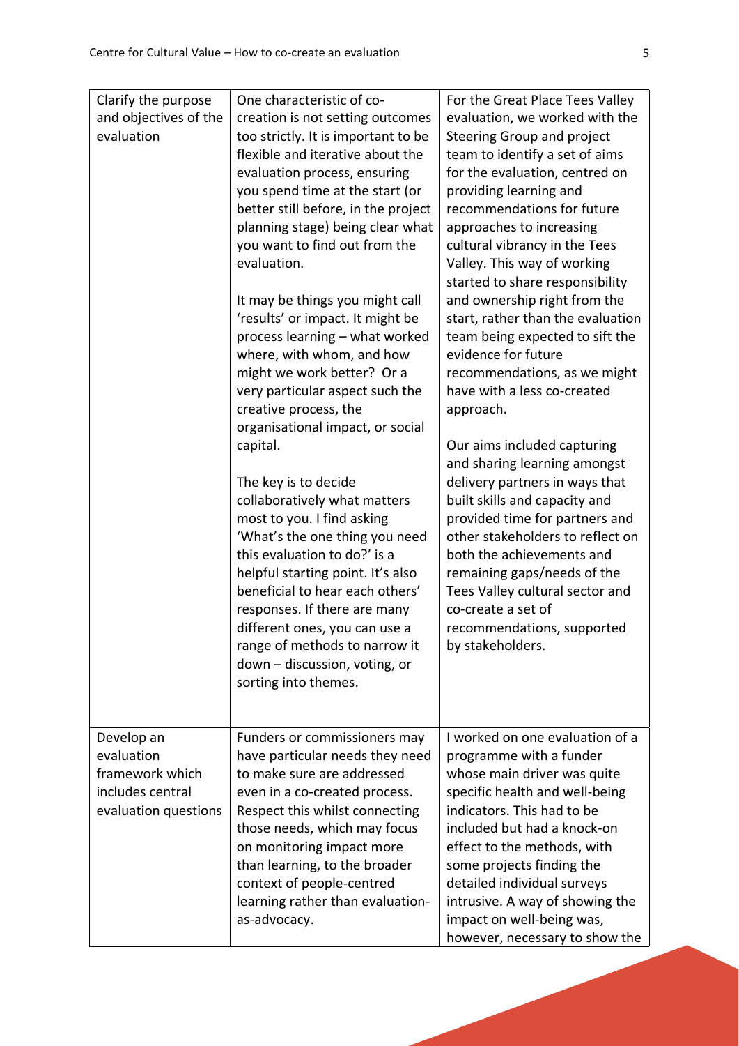| | | |
|---|---|---|
| Clarify the purpose and objectives of the evaluation | One characteristic of co-creation is not setting outcomes too strictly. It is important to be flexible and iterative about the evaluation process, ensuring you spend time at the start (or better still before, in the project planning stage) being clear what you want to find out from the evaluation.<br><br>It may be things you might call 'results' or impact. It might be process learning – what worked where, with whom, and how might we work better? Or a very particular aspect such the creative process, the organisational impact, or social capital.<br><br>The key is to decide collaboratively what matters most to you. I find asking 'What's the one thing you need this evaluation to do?' is a helpful starting point. It's also beneficial to hear each others' responses. If there are many different ones, you can use a range of methods to narrow it down – discussion, voting, or sorting into themes. | For the Great Place Tees Valley evaluation, we worked with the Steering Group and project team to identify a set of aims for the evaluation, centred on providing learning and recommendations for future approaches to increasing cultural vibrancy in the Tees Valley. This way of working started to share responsibility and ownership right from the start, rather than the evaluation team being expected to sift the evidence for future recommendations, as we might have with a less co-created approach.<br><br>Our aims included capturing and sharing learning amongst delivery partners in ways that built skills and capacity and provided time for partners and other stakeholders to reflect on both the achievements and remaining gaps/needs of the Tees Valley cultural sector and co-create a set of recommendations, supported by stakeholders. |
| Develop an evaluation framework which includes central evaluation questions | Funders or commissioners may have particular needs they need to make sure are addressed even in a co-created process. Respect this whilst connecting those needs, which may focus on monitoring impact more than learning, to the broader context of people-centred learning rather than evaluation-as-advocacy. | I worked on one evaluation of a programme with a funder whose main driver was quite specific health and well-being indicators. This had to be included but had a knock-on effect to the methods, with some projects finding the detailed individual surveys intrusive. A way of showing the impact on well-being was, however, necessary to show the |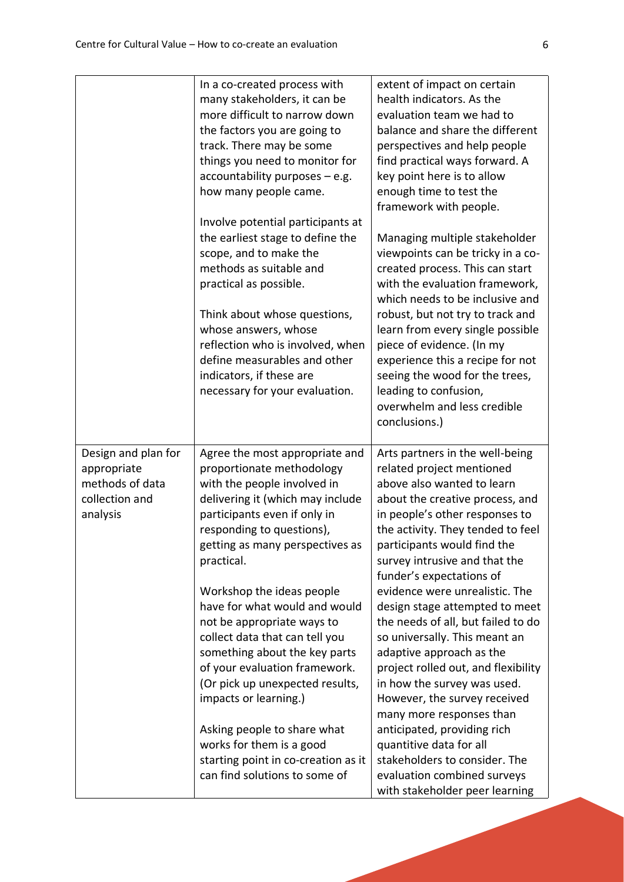| | | |
|---|---|---|
| | In a co-created process with many stakeholders, it can be more difficult to narrow down the factors you are going to track. There may be some things you need to monitor for accountability purposes – e.g. how many people came.<br><br>Involve potential participants at the earliest stage to define the scope, and to make the methods as suitable and practical as possible.<br><br>Think about whose questions, whose answers, whose reflection who is involved, when define measurables and other indicators, if these are necessary for your evaluation. | extent of impact on certain health indicators. As the evaluation team we had to balance and share the different perspectives and help people find practical ways forward. A key point here is to allow enough time to test the framework with people.<br><br>Managing multiple stakeholder viewpoints can be tricky in a co-created process. This can start with the evaluation framework, which needs to be inclusive and robust, but not try to track and learn from every single possible piece of evidence. (In my experience this a recipe for not seeing the wood for the trees, leading to confusion, overwhelm and less credible conclusions.) |
| Design and plan for appropriate methods of data collection and analysis | Agree the most appropriate and proportionate methodology with the people involved in delivering it (which may include participants even if only in responding to questions), getting as many perspectives as practical.<br><br>Workshop the ideas people have for what would and would not be appropriate ways to collect data that can tell you something about the key parts of your evaluation framework. (Or pick up unexpected results, impacts or learning.)<br><br>Asking people to share what works for them is a good starting point in co-creation as it can find solutions to some of | Arts partners in the well-being related project mentioned above also wanted to learn about the creative process, and in people's other responses to the activity. They tended to feel participants would find the survey intrusive and that the funder's expectations of evidence were unrealistic. The design stage attempted to meet the needs of all, but failed to do so universally. This meant an adaptive approach as the project rolled out, and flexibility in how the survey was used. However, the survey received many more responses than anticipated, providing rich quantitive data for all stakeholders to consider. The evaluation combined surveys with stakeholder peer learning |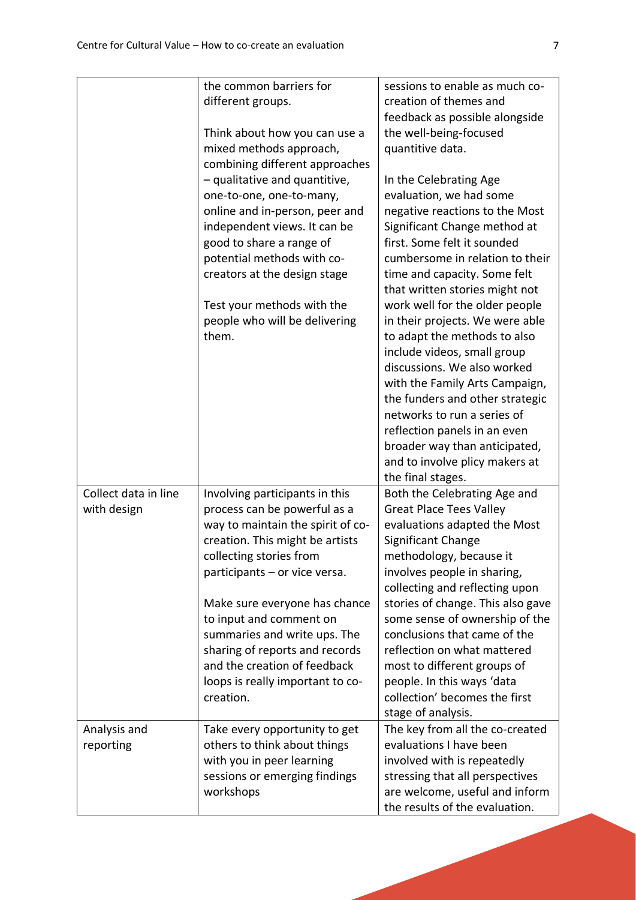| | | |
|---|---|---|
| | the common barriers for different groups.<br><br>Think about how you can use a mixed methods approach, combining different approaches – qualitative and quantitive, one-to-one, one-to-many, online and in-person, peer and independent views. It can be good to share a range of potential methods with co-creators at the design stage<br><br>Test your methods with the people who will be delivering them. | sessions to enable as much co-creation of themes and feedback as possible alongside the well-being-focused quantitive data.<br><br>In the Celebrating Age evaluation, we had some negative reactions to the Most Significant Change method at first. Some felt it sounded cumbersome in relation to their time and capacity. Some felt that written stories might not work well for the older people in their projects. We were able to adapt the methods to also include videos, small group discussions. We also worked with the Family Arts Campaign, the funders and other strategic networks to run a series of reflection panels in an even broader way than anticipated, and to involve plicy makers at the final stages. |
| Collect data in line with design | Involving participants in this process can be powerful as a way to maintain the spirit of co-creation. This might be artists collecting stories from participants – or vice versa.<br><br>Make sure everyone has chance to input and comment on summaries and write ups. The sharing of reports and records and the creation of feedback loops is really important to co-creation. | Both the Celebrating Age and Great Place Tees Valley evaluations adapted the Most Significant Change methodology, because it involves people in sharing, collecting and reflecting upon stories of change. This also gave some sense of ownership of the conclusions that came of the reflection on what mattered most to different groups of people. In this ways 'data collection' becomes the first stage of analysis. |
| Analysis and reporting | Take every opportunity to get others to think about things with you in peer learning sessions or emerging findings workshops | The key from all the co-created evaluations I have been involved with is repeatedly stressing that all perspectives are welcome, useful and inform the results of the evaluation. |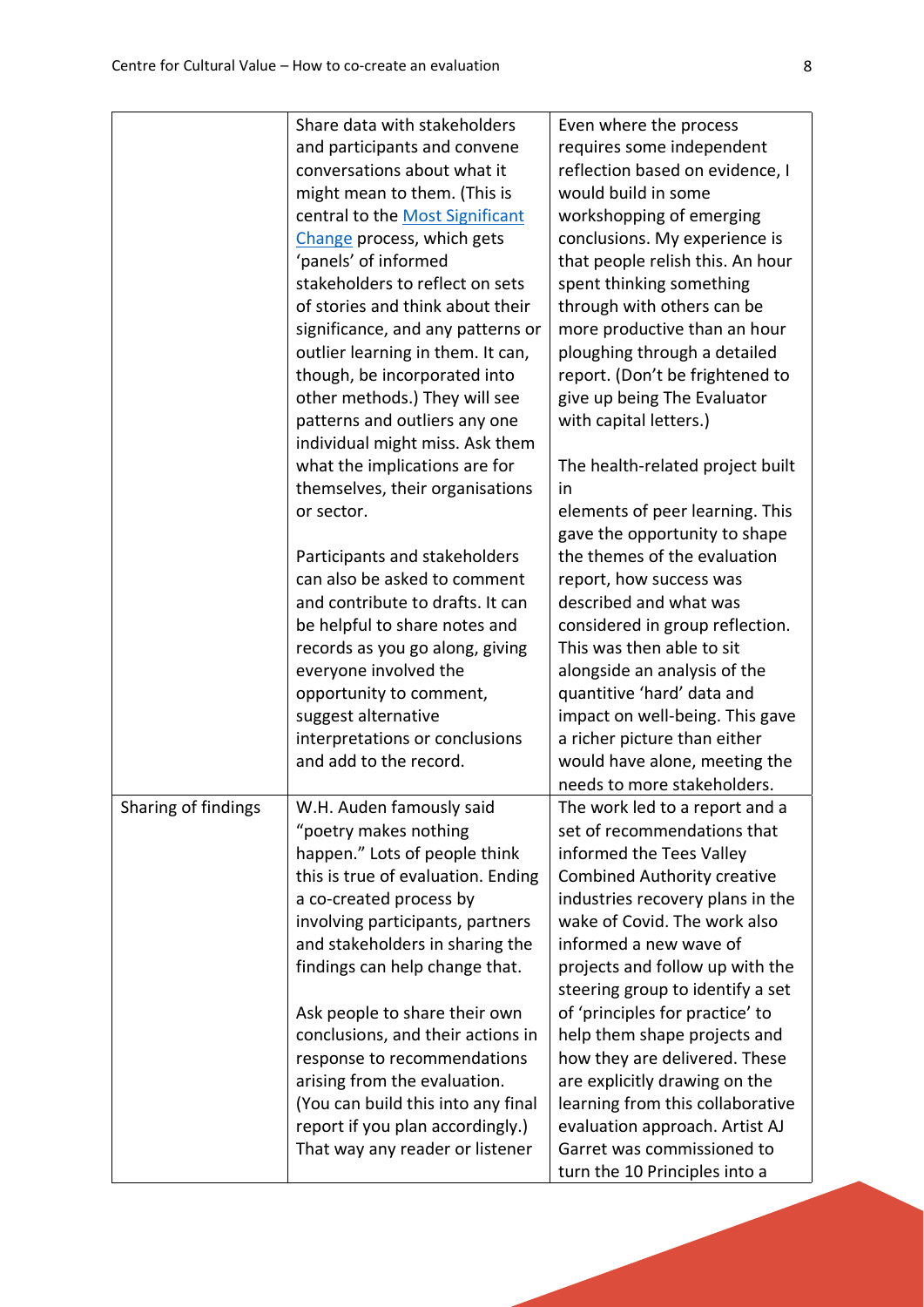| | | |
|---|---|---|
| | Share data with stakeholders and participants and convene conversations about what it might mean to them. (This is central to the [Most Significant Change](#) process, which gets 'panels' of informed stakeholders to reflect on sets of stories and think about their significance, and any patterns or outlier learning in them. It can, though, be incorporated into other methods.) They will see patterns and outliers any one individual might miss. Ask them what the implications are for themselves, their organisations or sector.<br><br>Participants and stakeholders can also be asked to comment and contribute to drafts. It can be helpful to share notes and records as you go along, giving everyone involved the opportunity to comment, suggest alternative interpretations or conclusions and add to the record. | Even where the process requires some independent reflection based on evidence, I would build in some workshopping of emerging conclusions. My experience is that people relish this. An hour spent thinking something through with others can be more productive than an hour ploughing through a detailed report. (Don't be frightened to give up being The Evaluator with capital letters.)<br><br>The health-related project built in elements of peer learning. This gave the opportunity to shape the themes of the evaluation report, how success was described and what was considered in group reflection. This was then able to sit alongside an analysis of the quantitive 'hard' data and impact on well-being. This gave a richer picture than either would have alone, meeting the needs to more stakeholders. |
| Sharing of findings | W.H. Auden famously said "poetry makes nothing happen." Lots of people think this is true of evaluation. Ending a co-created process by involving participants, partners and stakeholders in sharing the findings can help change that.<br><br>Ask people to share their own conclusions, and their actions in response to recommendations arising from the evaluation. (You can build this into any final report if you plan accordingly.) That way any reader or listener | The work led to a report and a set of recommendations that informed the Tees Valley Combined Authority creative industries recovery plans in the wake of Covid. The work also informed a new wave of projects and follow up with the steering group to identify a set of 'principles for practice' to help them shape projects and how they are delivered. These are explicitly drawing on the learning from this collaborative evaluation approach. Artist AJ Garret was commissioned to turn the 10 Principles into a |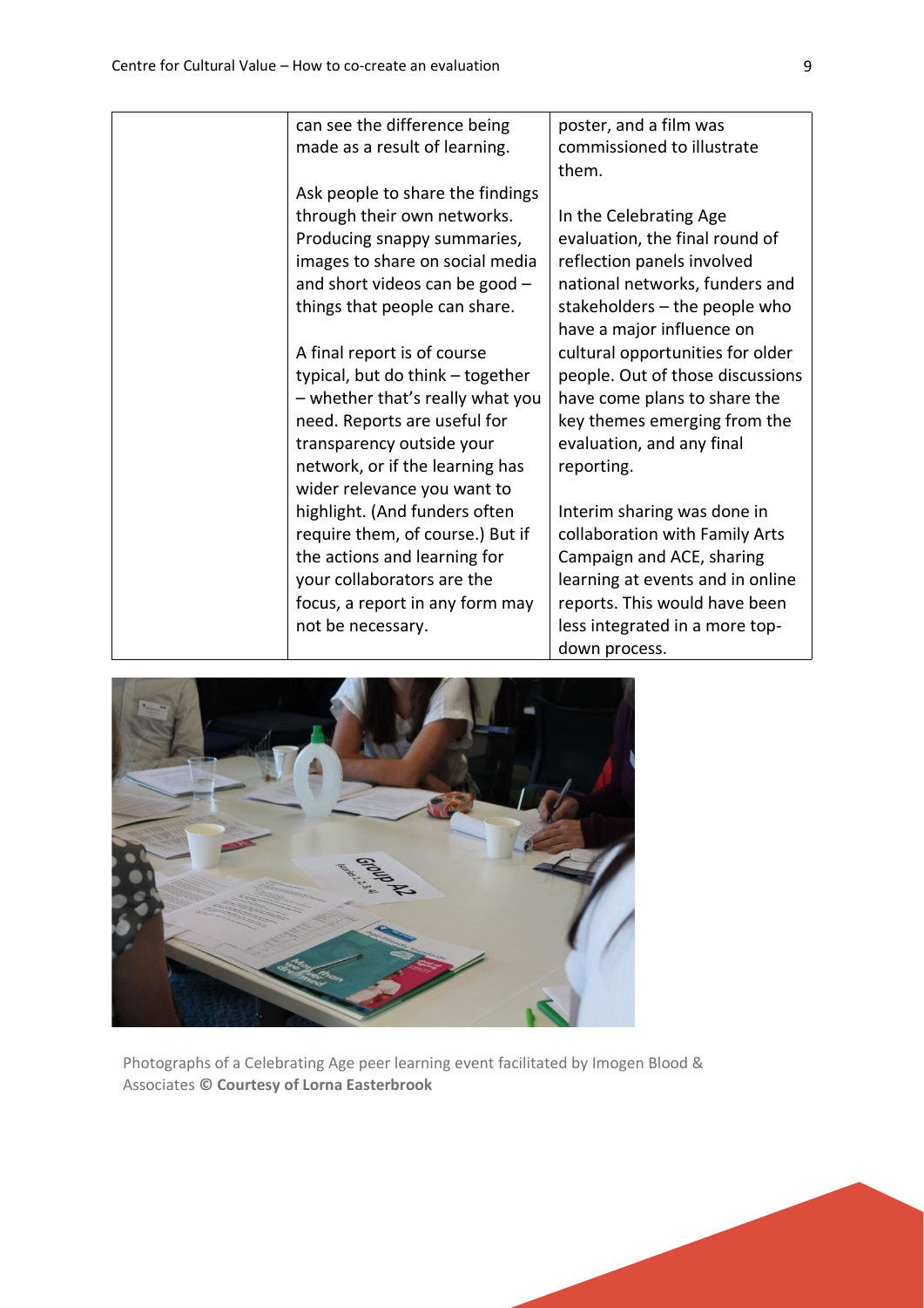| | | |
|---|---|---|
| | can see the difference being made as a result of learning.<br><br>Ask people to share the findings through their own networks. Producing snappy summaries, images to share on social media and short videos can be good – things that people can share.<br><br>A final report is of course typical, but do think – together – whether that's really what you need. Reports are useful for transparency outside your network, or if the learning has wider relevance you want to highlight. (And funders often require them, of course.) But if the actions and learning for your collaborators are the focus, a report in any form may not be necessary. | poster, and a film was commissioned to illustrate them.<br><br>In the Celebrating Age evaluation, the final round of reflection panels involved national networks, funders and stakeholders – the people who have a major influence on cultural opportunities for older people. Out of those discussions have come plans to share the key themes emerging from the evaluation, and any final reporting.<br><br>Interim sharing was done in collaboration with Family Arts Campaign and ACE, sharing learning at events and in online reports. This would have been less integrated in a more top-down process. |

Photographs of a Celebrating Age peer learning event facilitated by Imogen Blood & Associates **© Courtesy of Lorna Easterbrook**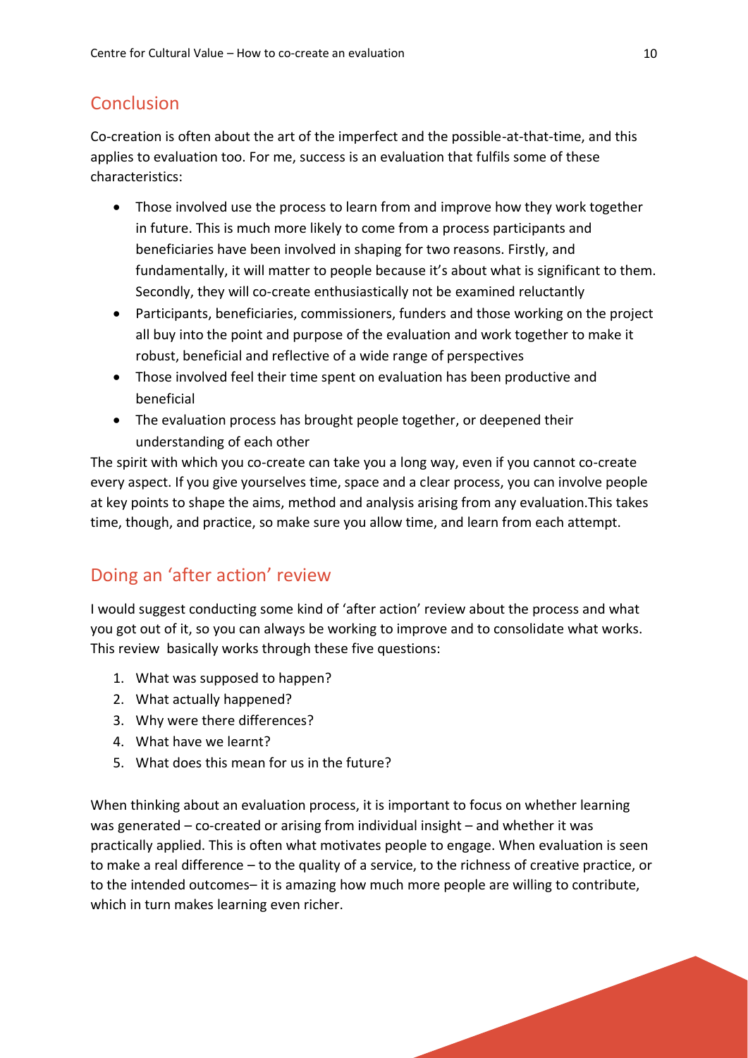## Conclusion

Co-creation is often about the art of the imperfect and the possible-at-that-time, and this applies to evaluation too. For me, success is an evaluation that fulfils some of these characteristics:

- Those involved use the process to learn from and improve how they work together in future. This is much more likely to come from a process participants and beneficiaries have been involved in shaping for two reasons. Firstly, and fundamentally, it will matter to people because it's about what is significant to them. Secondly, they will co-create enthusiastically not be examined reluctantly
- Participants, beneficiaries, commissioners, funders and those working on the project all buy into the point and purpose of the evaluation and work together to make it robust, beneficial and reflective of a wide range of perspectives
- Those involved feel their time spent on evaluation has been productive and beneficial
- The evaluation process has brought people together, or deepened their understanding of each other

The spirit with which you co-create can take you a long way, even if you cannot co-create every aspect. If you give yourselves time, space and a clear process, you can involve people at key points to shape the aims, method and analysis arising from any evaluation.This takes time, though, and practice, so make sure you allow time, and learn from each attempt.

## Doing an 'after action' review

I would suggest conducting some kind of 'after action' review about the process and what you got out of it, so you can always be working to improve and to consolidate what works. This review basically works through these five questions:

1. What was supposed to happen?
2. What actually happened?
3. Why were there differences?
4. What have we learnt?
5. What does this mean for us in the future?

When thinking about an evaluation process, it is important to focus on whether learning was generated – co-created or arising from individual insight – and whether it was practically applied. This is often what motivates people to engage. When evaluation is seen to make a real difference – to the quality of a service, to the richness of creative practice, or to the intended outcomes– it is amazing how much more people are willing to contribute, which in turn makes learning even richer.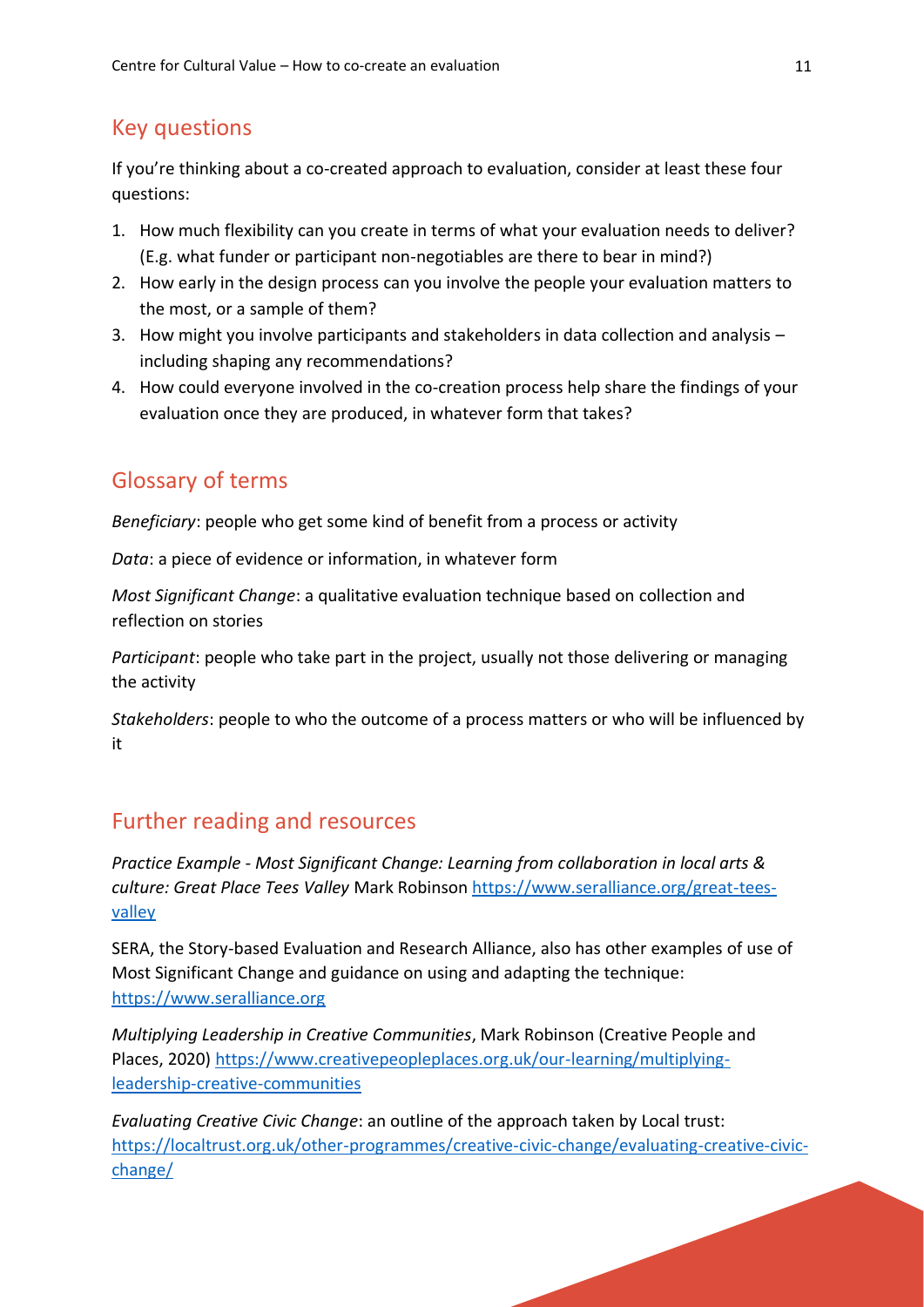## Key questions

If you're thinking about a co-created approach to evaluation, consider at least these four questions:

1. How much flexibility can you create in terms of what your evaluation needs to deliver? (E.g. what funder or participant non-negotiables are there to bear in mind?)
2. How early in the design process can you involve the people your evaluation matters to the most, or a sample of them?
3. How might you involve participants and stakeholders in data collection and analysis – including shaping any recommendations?
4. How could everyone involved in the co-creation process help share the findings of your evaluation once they are produced, in whatever form that takes?

## Glossary of terms

*Beneficiary*: people who get some kind of benefit from a process or activity

*Data*: a piece of evidence or information, in whatever form

*Most Significant Change*: a qualitative evaluation technique based on collection and reflection on stories

*Participant*: people who take part in the project, usually not those delivering or managing the activity

*Stakeholders*: people to who the outcome of a process matters or who will be influenced by it

## Further reading and resources

*Practice Example - Most Significant Change: Learning from collaboration in local arts & culture: Great Place Tees Valley* Mark Robinson [https://www.seralliance.org/great-tees-valley](https://www.seralliance.org/great-tees-valley)

SERA, the Story-based Evaluation and Research Alliance, also has other examples of use of Most Significant Change and guidance on using and adapting the technique: [https://www.seralliance.org](https://www.seralliance.org)

*Multiplying Leadership in Creative Communities*, Mark Robinson (Creative People and Places, 2020) [https://www.creativepeopleplaces.org.uk/our-learning/multiplying-leadership-creative-communities](https://www.creativepeopleplaces.org.uk/our-learning/multiplying-leadership-creative-communities)

*Evaluating Creative Civic Change*: an outline of the approach taken by Local trust: [https://localtrust.org.uk/other-programmes/creative-civic-change/evaluating-creative-civic-change/](https://localtrust.org.uk/other-programmes/creative-civic-change/evaluating-creative-civic-change/)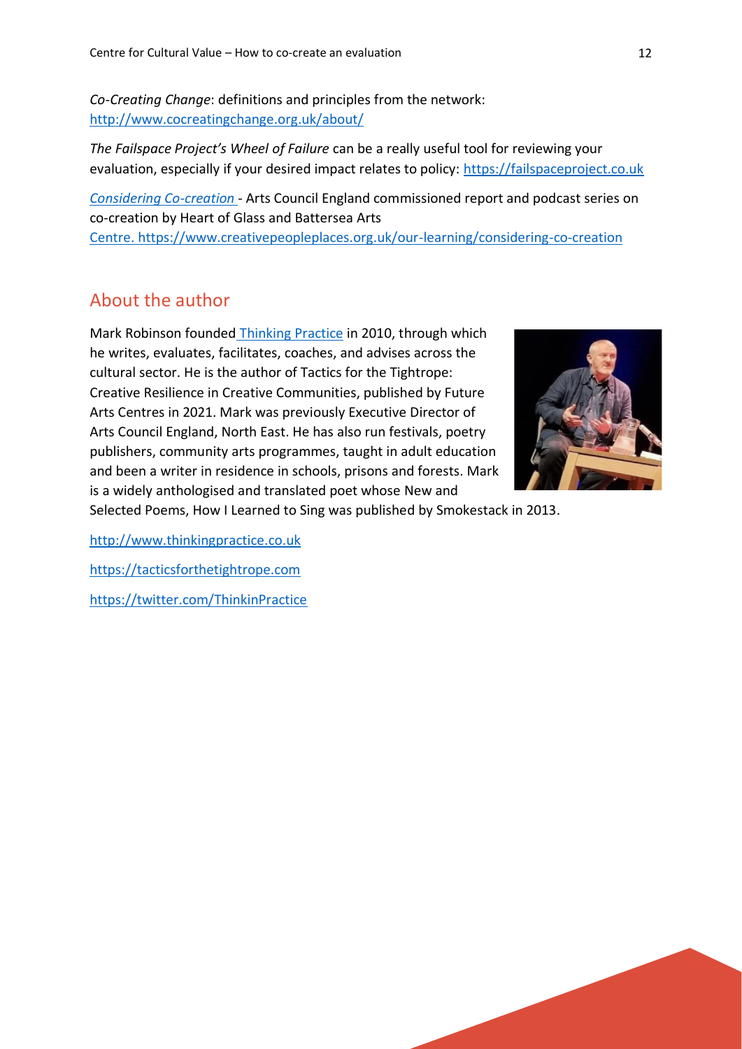*Co-Creating Change*: definitions and principles from the network: http://www.cocreatingchange.org.uk/about/

*The Failspace Project's Wheel of Failure* can be a really useful tool for reviewing your evaluation, especially if your desired impact relates to policy: https://failspaceproject.co.uk

*Considering Co-creation* - Arts Council England commissioned report and podcast series on co-creation by Heart of Glass and Battersea Arts Centre. https://www.creativepeopleplaces.org.uk/our-learning/considering-co-creation

## About the author

Mark Robinson founded Thinking Practice in 2010, through which he writes, evaluates, facilitates, coaches, and advises across the cultural sector. He is the author of Tactics for the Tightrope: Creative Resilience in Creative Communities, published by Future Arts Centres in 2021. Mark was previously Executive Director of Arts Council England, North East. He has also run festivals, poetry publishers, community arts programmes, taught in adult education and been a writer in residence in schools, prisons and forests. Mark is a widely anthologised and translated poet whose New and Selected Poems, How I Learned to Sing was published by Smokestack in 2013.

http://www.thinkingpractice.co.uk

https://tacticsforthetightrope.com

https://twitter.com/ThinkinPractice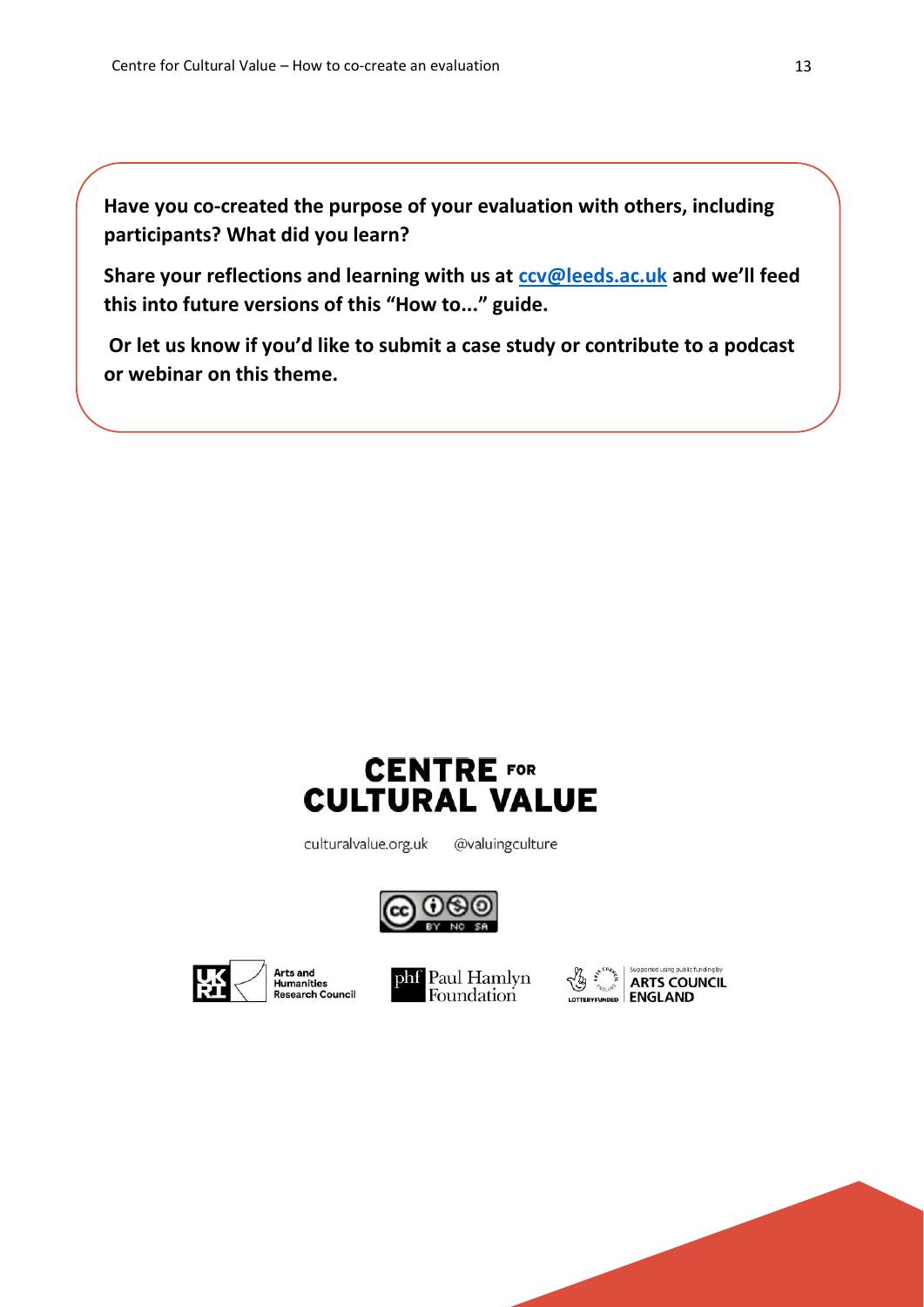**Have you co-created the purpose of your evaluation with others, including participants? What did you learn?**

**Share your reflections and learning with us at [ccv@leeds.ac.uk](mailto:ccv@leeds.ac.uk) and we'll feed this into future versions of this "How to..." guide.**

**Or let us know if you'd like to submit a case study or contribute to a podcast or webinar on this theme.**

CENTRE FOR CULTURAL VALUE

culturalvalue.org.uk @valuingculture

Arts and Humanities Research Council

Paul Hamlyn Foundation

Supported using public funding by ARTS COUNCIL ENGLAND